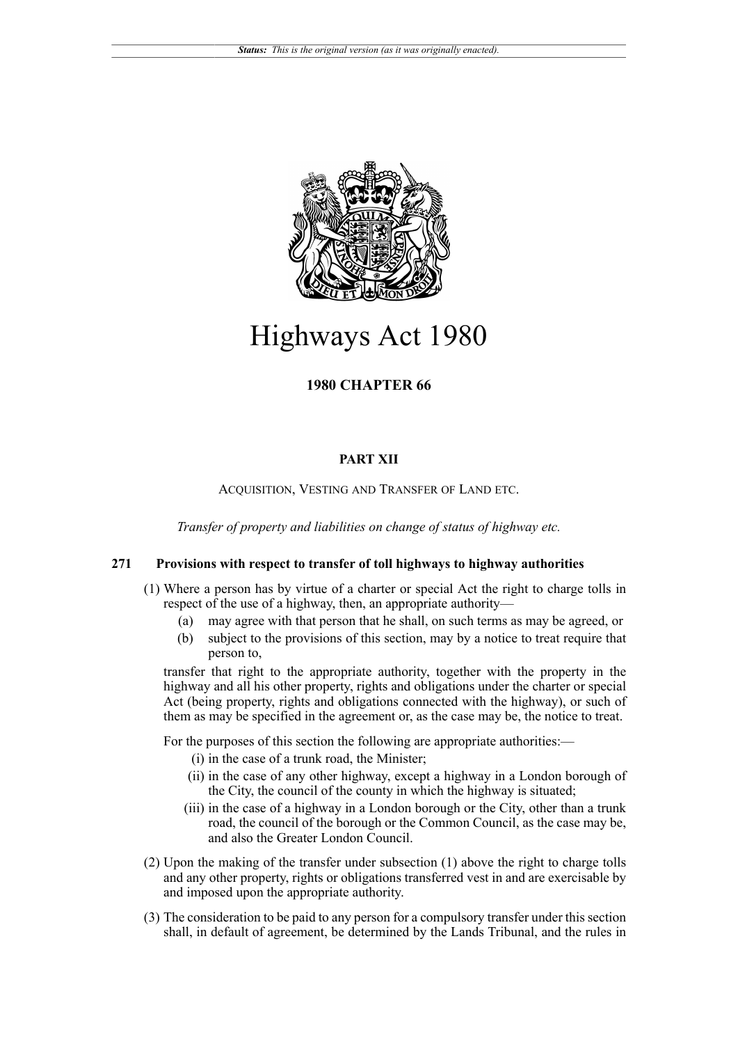*Status: This is the original version (as it was originally enacted).*

# Highways Act 1980

**1980 CHAPTER 66**

## PART XII

ACQUISITION, VESTING AND TRANSFER OF LAND ETC.

*Transfer of property and liabilities on change of status of highway etc.*

### 271 Provisions with respect to transfer of toll highways to highway authorities

(1) Where a person has by virtue of a charter or special Act the right to charge tolls in respect of the use of a highway, then, an appropriate authority—

- (a) may agree with that person that he shall, on such terms as may be agreed, or
- (b) subject to the provisions of this section, may by a notice to treat require that person to,

transfer that right to the appropriate authority, together with the property in the highway and all his other property, rights and obligations under the charter or special Act (being property, rights and obligations connected with the highway), or such of them as may be specified in the agreement or, as the case may be, the notice to treat.

For the purposes of this section the following are appropriate authorities:—

- (i) in the case of a trunk road, the Minister;
- (ii) in the case of any other highway, except a highway in a London borough of the City, the council of the county in which the highway is situated;
- (iii) in the case of a highway in a London borough or the City, other than a trunk road, the council of the borough or the Common Council, as the case may be, and also the Greater London Council.

(2) Upon the making of the transfer under subsection (1) above the right to charge tolls and any other property, rights or obligations transferred vest in and are exercisable by and imposed upon the appropriate authority.

(3) The consideration to be paid to any person for a compulsory transfer under this section shall, in default of agreement, be determined by the Lands Tribunal, and the rules in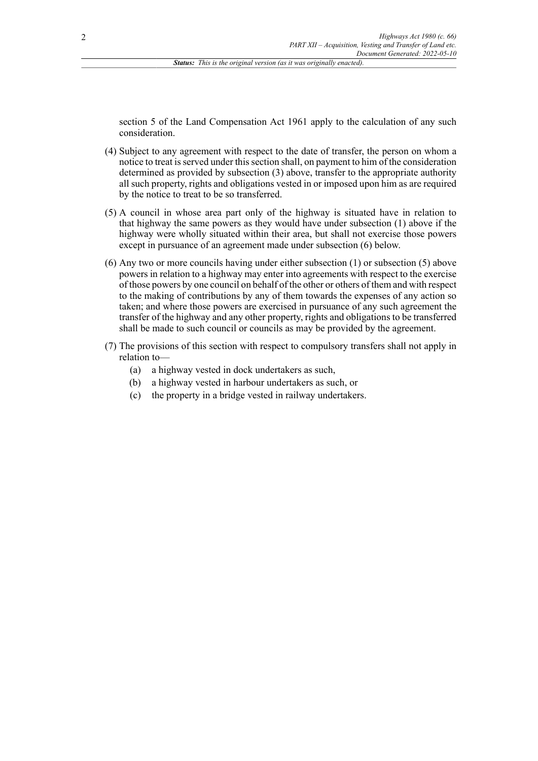section 5 of the Land Compensation Act 1961 apply to the calculation of any such consideration.

(4) Subject to any agreement with respect to the date of transfer, the person on whom a notice to treat is served under this section shall, on payment to him of the consideration determined as provided by subsection (3) above, transfer to the appropriate authority all such property, rights and obligations vested in or imposed upon him as are required by the notice to treat to be so transferred.

(5) A council in whose area part only of the highway is situated have in relation to that highway the same powers as they would have under subsection (1) above if the highway were wholly situated within their area, but shall not exercise those powers except in pursuance of an agreement made under subsection (6) below.

(6) Any two or more councils having under either subsection (1) or subsection (5) above powers in relation to a highway may enter into agreements with respect to the exercise of those powers by one council on behalf of the other or others of them and with respect to the making of contributions by any of them towards the expenses of any action so taken; and where those powers are exercised in pursuance of any such agreement the transfer of the highway and any other property, rights and obligations to be transferred shall be made to such council or councils as may be provided by the agreement.

(7) The provisions of this section with respect to compulsory transfers shall not apply in relation to—

(a) a highway vested in dock undertakers as such,

(b) a highway vested in harbour undertakers as such, or

(c) the property in a bridge vested in railway undertakers.